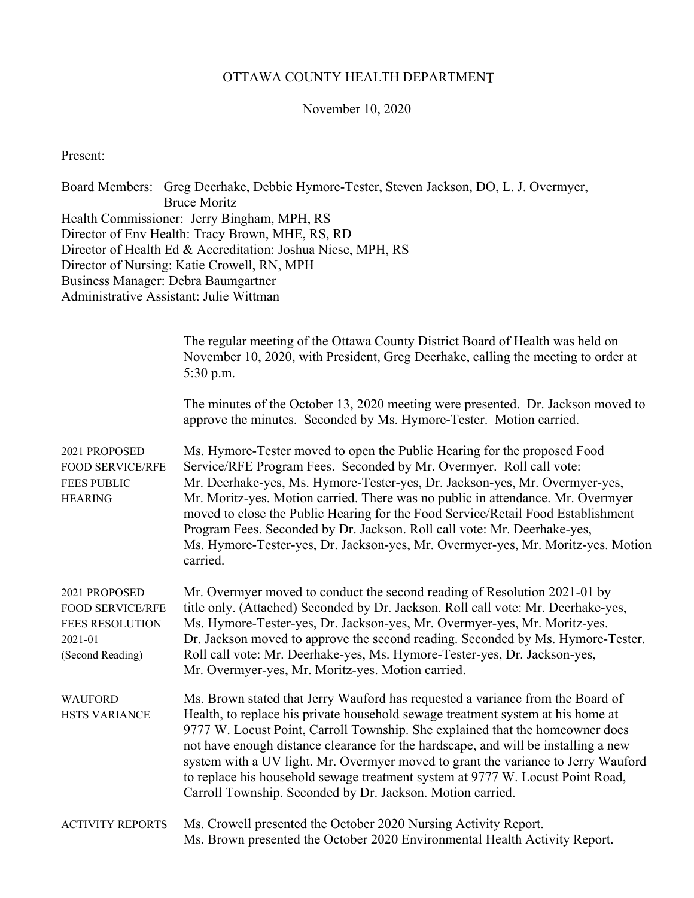# OTTAWA COUNTY HEALTH DEPARTMENT

November 10, 2020

Present:

Board Members: Greg Deerhake, Debbie Hymore-Tester, Steven Jackson, DO, L. J. Overmyer, Bruce Moritz
Health Commissioner: Jerry Bingham, MPH, RS
Director of Env Health: Tracy Brown, MHE, RS, RD
Director of Health Ed & Accreditation: Joshua Niese, MPH, RS
Director of Nursing: Katie Crowell, RN, MPH
Business Manager: Debra Baumgartner
Administrative Assistant: Julie Wittman

The regular meeting of the Ottawa County District Board of Health was held on November 10, 2020, with President, Greg Deerhake, calling the meeting to order at 5:30 p.m.

The minutes of the October 13, 2020 meeting were presented. Dr. Jackson moved to approve the minutes. Seconded by Ms. Hymore-Tester. Motion carried.

**2021 PROPOSED FOOD SERVICE/RFE FEES PUBLIC HEARING**

Ms. Hymore-Tester moved to open the Public Hearing for the proposed Food Service/RFE Program Fees. Seconded by Mr. Overmyer. Roll call vote: Mr. Deerhake-yes, Ms. Hymore-Tester-yes, Dr. Jackson-yes, Mr. Overmyer-yes, Mr. Moritz-yes. Motion carried. There was no public in attendance. Mr. Overmyer moved to close the Public Hearing for the Food Service/Retail Food Establishment Program Fees. Seconded by Dr. Jackson. Roll call vote: Mr. Deerhake-yes, Ms. Hymore-Tester-yes, Dr. Jackson-yes, Mr. Overmyer-yes, Mr. Moritz-yes. Motion carried.

**2021 PROPOSED FOOD SERVICE/RFE FEES RESOLUTION 2021-01 (Second Reading)**

Mr. Overmyer moved to conduct the second reading of Resolution 2021-01 by title only. (Attached) Seconded by Dr. Jackson. Roll call vote: Mr. Deerhake-yes, Ms. Hymore-Tester-yes, Dr. Jackson-yes, Mr. Overmyer-yes, Mr. Moritz-yes. Dr. Jackson moved to approve the second reading. Seconded by Ms. Hymore-Tester. Roll call vote: Mr. Deerhake-yes, Ms. Hymore-Tester-yes, Dr. Jackson-yes, Mr. Overmyer-yes, Mr. Moritz-yes. Motion carried.

**WAUFORD HSTS VARIANCE**

Ms. Brown stated that Jerry Wauford has requested a variance from the Board of Health, to replace his private household sewage treatment system at his home at 9777 W. Locust Point, Carroll Township. She explained that the homeowner does not have enough distance clearance for the hardscape, and will be installing a new system with a UV light. Mr. Overmyer moved to grant the variance to Jerry Wauford to replace his household sewage treatment system at 9777 W. Locust Point Road, Carroll Township. Seconded by Dr. Jackson. Motion carried.

**ACTIVITY REPORTS**

Ms. Crowell presented the October 2020 Nursing Activity Report.
Ms. Brown presented the October 2020 Environmental Health Activity Report.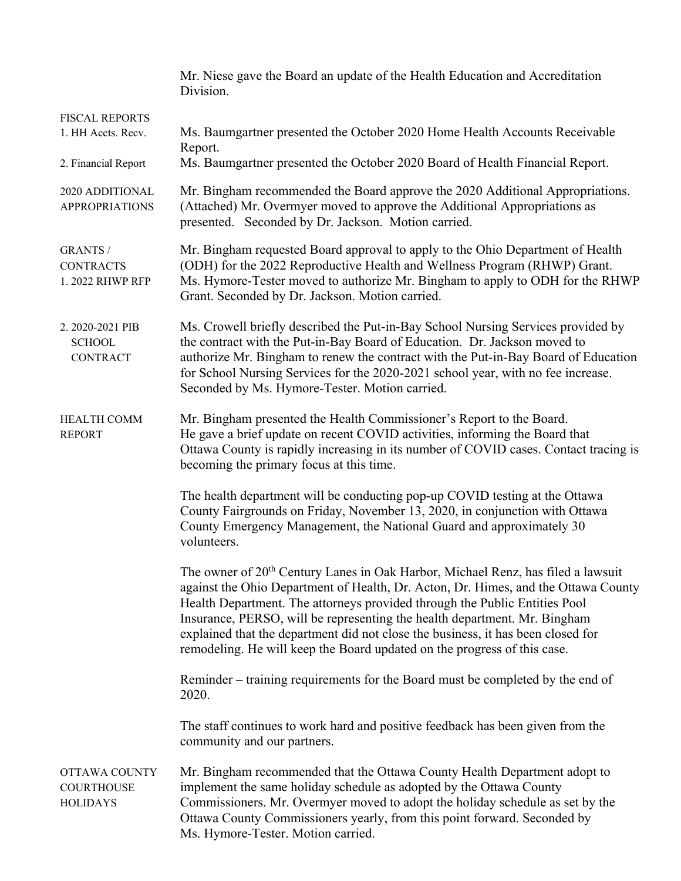Mr. Niese gave the Board an update of the Health Education and Accreditation Division.

**FISCAL REPORTS**

**1. HH Accts. Recv.** — Ms. Baumgartner presented the October 2020 Home Health Accounts Receivable Report.

**2. Financial Report** — Ms. Baumgartner presented the October 2020 Board of Health Financial Report.

**2020 ADDITIONAL APPROPRIATIONS** — Mr. Bingham recommended the Board approve the 2020 Additional Appropriations. (Attached) Mr. Overmyer moved to approve the Additional Appropriations as presented. Seconded by Dr. Jackson. Motion carried.

**GRANTS / CONTRACTS**

**1. 2022 RHWP RFP** — Mr. Bingham requested Board approval to apply to the Ohio Department of Health (ODH) for the 2022 Reproductive Health and Wellness Program (RHWP) Grant. Ms. Hymore-Tester moved to authorize Mr. Bingham to apply to ODH for the RHWP Grant. Seconded by Dr. Jackson. Motion carried.

**2. 2020-2021 PIB SCHOOL CONTRACT** — Ms. Crowell briefly described the Put-in-Bay School Nursing Services provided by the contract with the Put-in-Bay Board of Education. Dr. Jackson moved to authorize Mr. Bingham to renew the contract with the Put-in-Bay Board of Education for School Nursing Services for the 2020-2021 school year, with no fee increase. Seconded by Ms. Hymore-Tester. Motion carried.

**HEALTH COMM REPORT** — Mr. Bingham presented the Health Commissioner's Report to the Board. He gave a brief update on recent COVID activities, informing the Board that Ottawa County is rapidly increasing in its number of COVID cases. Contact tracing is becoming the primary focus at this time.

The health department will be conducting pop-up COVID testing at the Ottawa County Fairgrounds on Friday, November 13, 2020, in conjunction with Ottawa County Emergency Management, the National Guard and approximately 30 volunteers.

The owner of 20th Century Lanes in Oak Harbor, Michael Renz, has filed a lawsuit against the Ohio Department of Health, Dr. Acton, Dr. Himes, and the Ottawa County Health Department. The attorneys provided through the Public Entities Pool Insurance, PERSO, will be representing the health department. Mr. Bingham explained that the department did not close the business, it has been closed for remodeling. He will keep the Board updated on the progress of this case.

Reminder – training requirements for the Board must be completed by the end of 2020.

The staff continues to work hard and positive feedback has been given from the community and our partners.

**OTTAWA COUNTY COURTHOUSE HOLIDAYS** — Mr. Bingham recommended that the Ottawa County Health Department adopt to implement the same holiday schedule as adopted by the Ottawa County Commissioners. Mr. Overmyer moved to adopt the holiday schedule as set by the Ottawa County Commissioners yearly, from this point forward. Seconded by Ms. Hymore-Tester. Motion carried.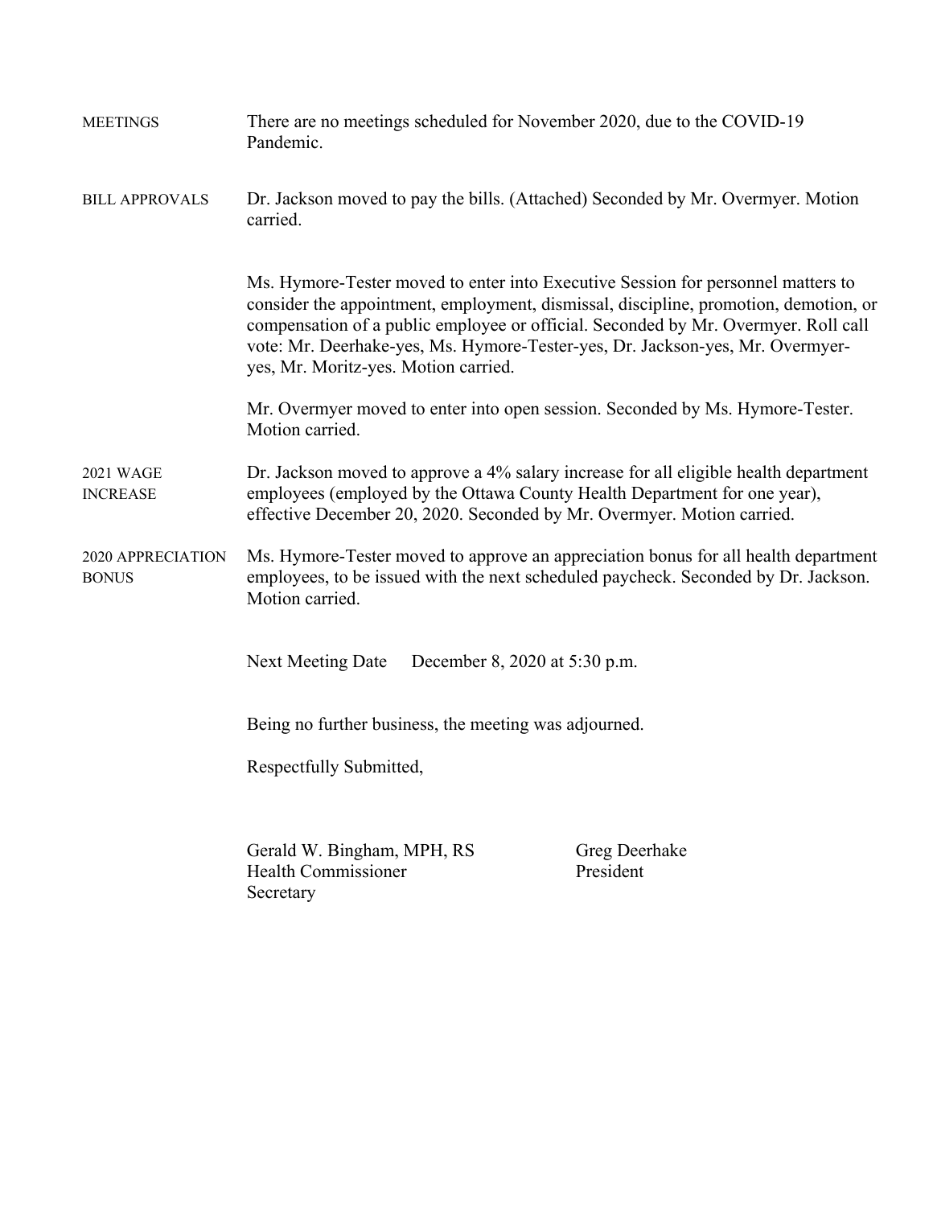**MEETINGS**

There are no meetings scheduled for November 2020, due to the COVID-19 Pandemic.

**BILL APPROVALS**

Dr. Jackson moved to pay the bills. (Attached) Seconded by Mr. Overmyer. Motion carried.

Ms. Hymore-Tester moved to enter into Executive Session for personnel matters to consider the appointment, employment, dismissal, discipline, promotion, demotion, or compensation of a public employee or official. Seconded by Mr. Overmyer. Roll call vote: Mr. Deerhake-yes, Ms. Hymore-Tester-yes, Dr. Jackson-yes, Mr. Overmyer-yes, Mr. Moritz-yes. Motion carried.

Mr. Overmyer moved to enter into open session. Seconded by Ms. Hymore-Tester. Motion carried.

**2021 WAGE INCREASE**

Dr. Jackson moved to approve a 4% salary increase for all eligible health department employees (employed by the Ottawa County Health Department for one year), effective December 20, 2020. Seconded by Mr. Overmyer. Motion carried.

**2020 APPRECIATION BONUS**

Ms. Hymore-Tester moved to approve an appreciation bonus for all health department employees, to be issued with the next scheduled paycheck. Seconded by Dr. Jackson. Motion carried.

Next Meeting Date December 8, 2020 at 5:30 p.m.

Being no further business, the meeting was adjourned.

Respectfully Submitted,

Gerald W. Bingham, MPH, RS
Health Commissioner
Secretary

Greg Deerhake
President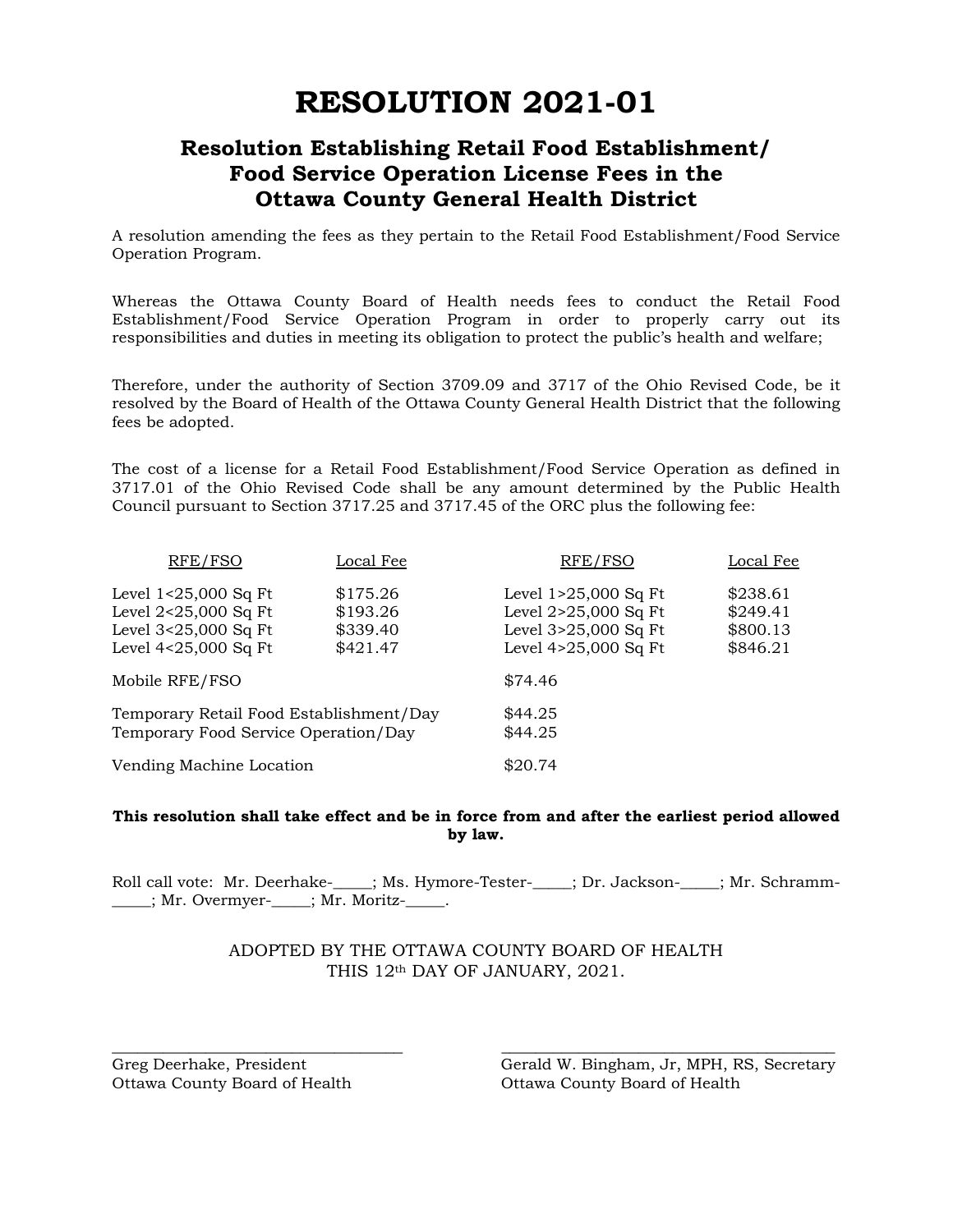# RESOLUTION 2021-01

## Resolution Establishing Retail Food Establishment/ Food Service Operation License Fees in the Ottawa County General Health District

A resolution amending the fees as they pertain to the Retail Food Establishment/Food Service Operation Program.

Whereas the Ottawa County Board of Health needs fees to conduct the Retail Food Establishment/Food Service Operation Program in order to properly carry out its responsibilities and duties in meeting its obligation to protect the public's health and welfare;

Therefore, under the authority of Section 3709.09 and 3717 of the Ohio Revised Code, be it resolved by the Board of Health of the Ottawa County General Health District that the following fees be adopted.

The cost of a license for a Retail Food Establishment/Food Service Operation as defined in 3717.01 of the Ohio Revised Code shall be any amount determined by the Public Health Council pursuant to Section 3717.25 and 3717.45 of the ORC plus the following fee:

| RFE/FSO | Local Fee | RFE/FSO | Local Fee |
|---|---|---|---|
| Level 1<25,000 Sq Ft | $175.26 | Level 1>25,000 Sq Ft | $238.61 |
| Level 2<25,000 Sq Ft | $193.26 | Level 2>25,000 Sq Ft | $249.41 |
| Level 3<25,000 Sq Ft | $339.40 | Level 3>25,000 Sq Ft | $800.13 |
| Level 4<25,000 Sq Ft | $421.47 | Level 4>25,000 Sq Ft | $846.21 |

| | |
|---|---|
| Mobile RFE/FSO | $74.46 |
| Temporary Retail Food Establishment/Day | $44.25 |
| Temporary Food Service Operation/Day | $44.25 |
| Vending Machine Location | $20.74 |

**This resolution shall take effect and be in force from and after the earliest period allowed by law.**

Roll call vote: Mr. Deerhake-_____; Ms. Hymore-Tester-_____; Dr. Jackson-_____; Mr. Schramm-_____; Mr. Overmyer-_____; Mr. Moritz-_____.

ADOPTED BY THE OTTAWA COUNTY BOARD OF HEALTH
THIS 12th DAY OF JANUARY, 2021.

___________________________________
Greg Deerhake, President
Ottawa County Board of Health

___________________________________
Gerald W. Bingham, Jr, MPH, RS, Secretary
Ottawa County Board of Health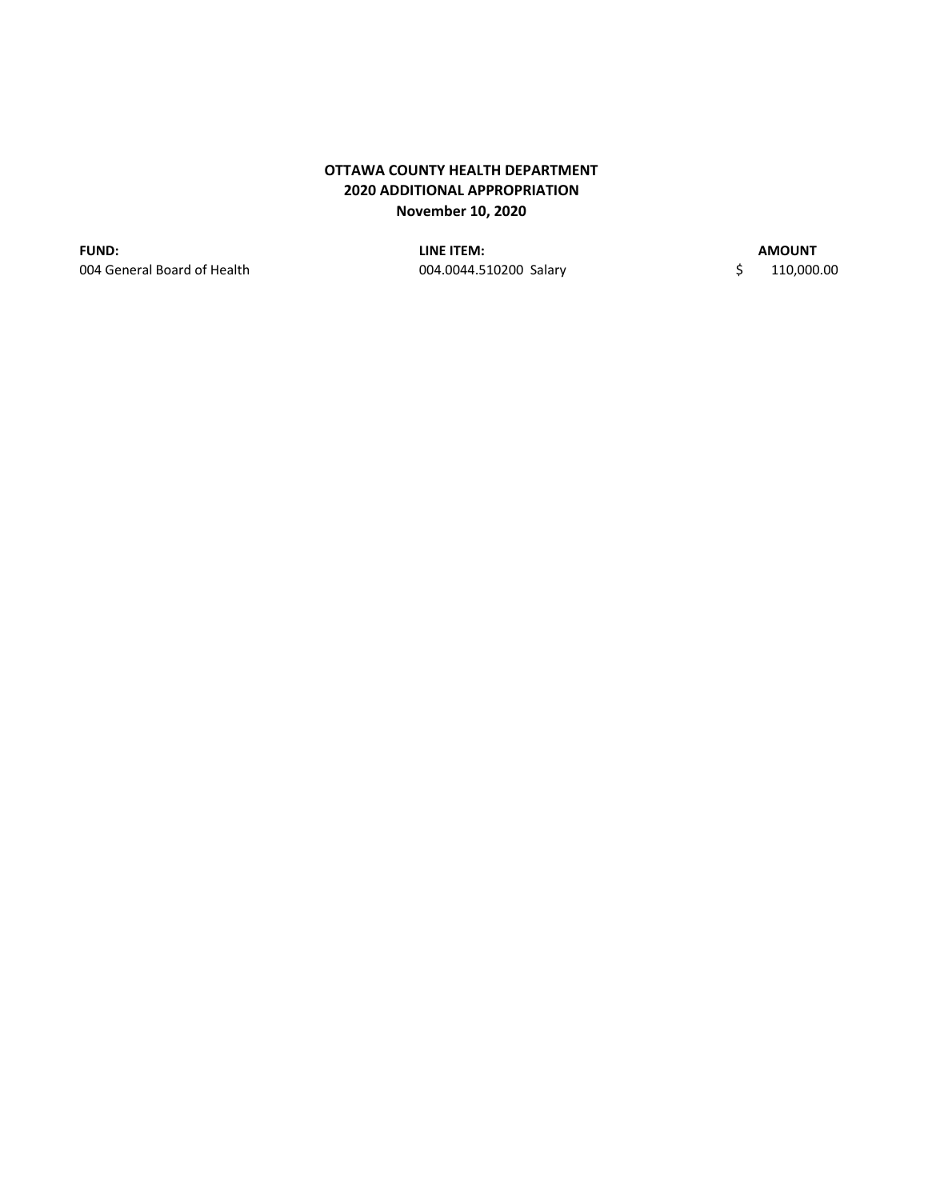**OTTAWA COUNTY HEALTH DEPARTMENT**
**2020 ADDITIONAL APPROPRIATION**
**November 10, 2020**

| FUND: | LINE ITEM: | AMOUNT |
|---|---|---|
| 004 General Board of Health | 004.0044.510200 Salary | $ 110,000.00 |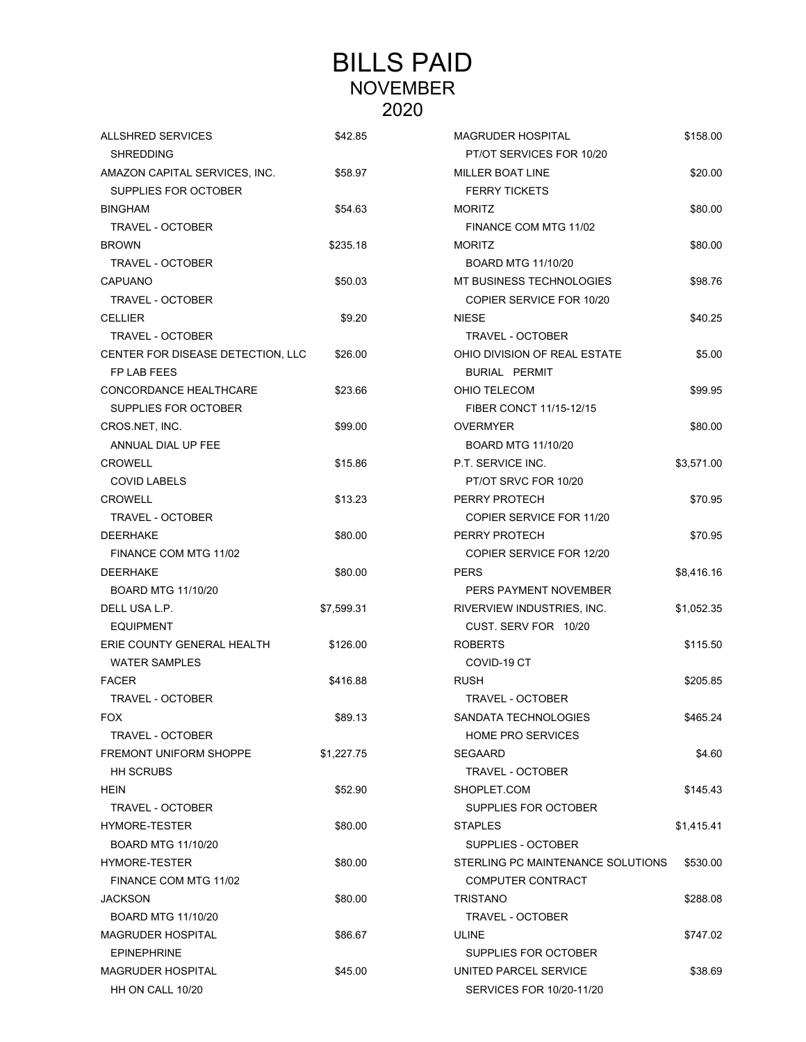# BILLS PAID
## NOVEMBER
## 2020

| Vendor / Description | Amount |
|---|---|
| ALLSHRED SERVICES | $42.85 |
| SHREDDING | |
| AMAZON CAPITAL SERVICES, INC. | $58.97 |
| SUPPLIES FOR OCTOBER | |
| BINGHAM | $54.63 |
| TRAVEL - OCTOBER | |
| BROWN | $235.18 |
| TRAVEL - OCTOBER | |
| CAPUANO | $50.03 |
| TRAVEL - OCTOBER | |
| CELLIER | $9.20 |
| TRAVEL - OCTOBER | |
| CENTER FOR DISEASE DETECTION, LLC | $26.00 |
| FP LAB FEES | |
| CONCORDANCE HEALTHCARE | $23.66 |
| SUPPLIES FOR OCTOBER | |
| CROS.NET, INC. | $99.00 |
| ANNUAL DIAL UP FEE | |
| CROWELL | $15.86 |
| COVID LABELS | |
| CROWELL | $13.23 |
| TRAVEL - OCTOBER | |
| DEERHAKE | $80.00 |
| FINANCE COM MTG 11/02 | |
| DEERHAKE | $80.00 |
| BOARD MTG 11/10/20 | |
| DELL USA L.P. | $7,599.31 |
| EQUIPMENT | |
| ERIE COUNTY GENERAL HEALTH | $126.00 |
| WATER SAMPLES | |
| FACER | $416.88 |
| TRAVEL - OCTOBER | |
| FOX | $89.13 |
| TRAVEL - OCTOBER | |
| FREMONT UNIFORM SHOPPE | $1,227.75 |
| HH SCRUBS | |
| HEIN | $52.90 |
| TRAVEL - OCTOBER | |
| HYMORE-TESTER | $80.00 |
| BOARD MTG 11/10/20 | |
| HYMORE-TESTER | $80.00 |
| FINANCE COM MTG 11/02 | |
| JACKSON | $80.00 |
| BOARD MTG 11/10/20 | |
| MAGRUDER HOSPITAL | $86.67 |
| EPINEPHRINE | |
| MAGRUDER HOSPITAL | $45.00 |
| HH ON CALL 10/20 | |
| MAGRUDER HOSPITAL | $158.00 |
| PT/OT SERVICES FOR 10/20 | |
| MILLER BOAT LINE | $20.00 |
| FERRY TICKETS | |
| MORITZ | $80.00 |
| FINANCE COM MTG 11/02 | |
| MORITZ | $80.00 |
| BOARD MTG 11/10/20 | |
| MT BUSINESS TECHNOLOGIES | $98.76 |
| COPIER SERVICE FOR 10/20 | |
| NIESE | $40.25 |
| TRAVEL - OCTOBER | |
| OHIO DIVISION OF REAL ESTATE | $5.00 |
| BURIAL PERMIT | |
| OHIO TELECOM | $99.95 |
| FIBER CONCT 11/15-12/15 | |
| OVERMYER | $80.00 |
| BOARD MTG 11/10/20 | |
| P.T. SERVICE INC. | $3,571.00 |
| PT/OT SRVC FOR 10/20 | |
| PERRY PROTECH | $70.95 |
| COPIER SERVICE FOR 11/20 | |
| PERRY PROTECH | $70.95 |
| COPIER SERVICE FOR 12/20 | |
| PERS | $8,416.16 |
| PERS PAYMENT NOVEMBER | |
| RIVERVIEW INDUSTRIES, INC. | $1,052.35 |
| CUST. SERV FOR 10/20 | |
| ROBERTS | $115.50 |
| COVID-19 CT | |
| RUSH | $205.85 |
| TRAVEL - OCTOBER | |
| SANDATA TECHNOLOGIES | $465.24 |
| HOME PRO SERVICES | |
| SEGAARD | $4.60 |
| TRAVEL - OCTOBER | |
| SHOPLET.COM | $145.43 |
| SUPPLIES FOR OCTOBER | |
| STAPLES | $1,415.41 |
| SUPPLIES - OCTOBER | |
| STERLING PC MAINTENANCE SOLUTIONS | $530.00 |
| COMPUTER CONTRACT | |
| TRISTANO | $288.08 |
| TRAVEL - OCTOBER | |
| ULINE | $747.02 |
| SUPPLIES FOR OCTOBER | |
| UNITED PARCEL SERVICE | $38.69 |
| SERVICES FOR 10/20-11/20 | |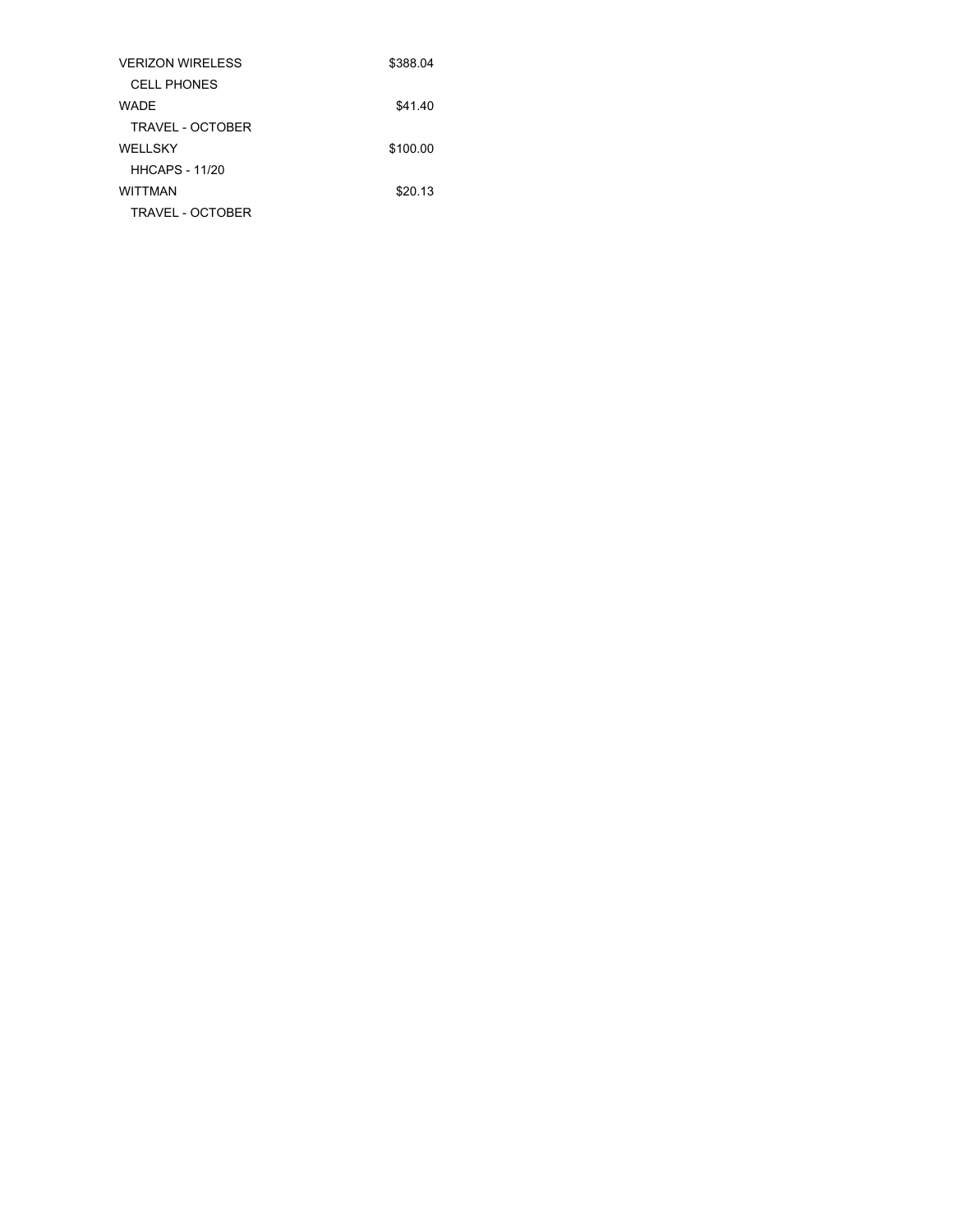| | |
|---|---|
| VERIZON WIRELESS | $388.04 |
| CELL PHONES | |
| WADE | $41.40 |
| TRAVEL - OCTOBER | |
| WELLSKY | $100.00 |
| HHCAPS - 11/20 | |
| WITTMAN | $20.13 |
| TRAVEL - OCTOBER | |